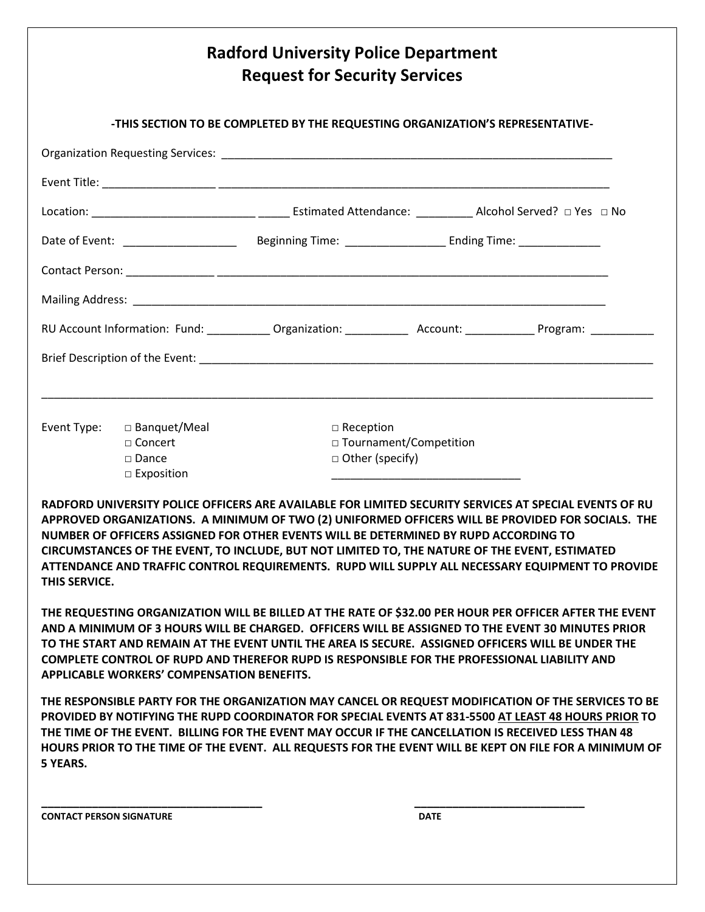# Radford University Police Department
# Request for Security Services

**-THIS SECTION TO BE COMPLETED BY THE REQUESTING ORGANIZATION'S REPRESENTATIVE-**

Organization Requesting Services: ______________________________________________________________

Event Title: __________________ ______________________________________________________________

Location: __________________________ _____ Estimated Attendance: _________ Alcohol Served? □ Yes □ No

Date of Event: __________________ Beginning Time: ________________ Ending Time: _____________

Contact Person: ______________ ______________________________________________________________

Mailing Address: ______________________________________________________________________

RU Account Information: Fund: __________ Organization: __________ Account: ___________ Program: __________

Brief Description of the Event: ________________________________________________________________________

________________________________________________________________________________________________

Event Type:
- □ Banquet/Meal
- □ Concert
- □ Dance
- □ Exposition
- □ Reception
- □ Tournament/Competition
- □ Other (specify) ______________________________

**RADFORD UNIVERSITY POLICE OFFICERS ARE AVAILABLE FOR LIMITED SECURITY SERVICES AT SPECIAL EVENTS OF RU APPROVED ORGANIZATIONS. A MINIMUM OF TWO (2) UNIFORMED OFFICERS WILL BE PROVIDED FOR SOCIALS. THE NUMBER OF OFFICERS ASSIGNED FOR OTHER EVENTS WILL BE DETERMINED BY RUPD ACCORDING TO CIRCUMSTANCES OF THE EVENT, TO INCLUDE, BUT NOT LIMITED TO, THE NATURE OF THE EVENT, ESTIMATED ATTENDANCE AND TRAFFIC CONTROL REQUIREMENTS. RUPD WILL SUPPLY ALL NECESSARY EQUIPMENT TO PROVIDE THIS SERVICE.**

**THE REQUESTING ORGANIZATION WILL BE BILLED AT THE RATE OF $32.00 PER HOUR PER OFFICER AFTER THE EVENT AND A MINIMUM OF 3 HOURS WILL BE CHARGED. OFFICERS WILL BE ASSIGNED TO THE EVENT 30 MINUTES PRIOR TO THE START AND REMAIN AT THE EVENT UNTIL THE AREA IS SECURE. ASSIGNED OFFICERS WILL BE UNDER THE COMPLETE CONTROL OF RUPD AND THEREFOR RUPD IS RESPONSIBLE FOR THE PROFESSIONAL LIABILITY AND APPLICABLE WORKERS' COMPENSATION BENEFITS.**

**THE RESPONSIBLE PARTY FOR THE ORGANIZATION MAY CANCEL OR REQUEST MODIFICATION OF THE SERVICES TO BE PROVIDED BY NOTIFYING THE RUPD COORDINATOR FOR SPECIAL EVENTS AT 831-5500 <u>AT LEAST 48 HOURS PRIOR</u> TO THE TIME OF THE EVENT. BILLING FOR THE EVENT MAY OCCUR IF THE CANCELLATION IS RECEIVED LESS THAN 48 HOURS PRIOR TO THE TIME OF THE EVENT. ALL REQUESTS FOR THE EVENT WILL BE KEPT ON FILE FOR A MINIMUM OF 5 YEARS.**

____________________________________ ____________________________

**CONTACT PERSON SIGNATURE** **DATE**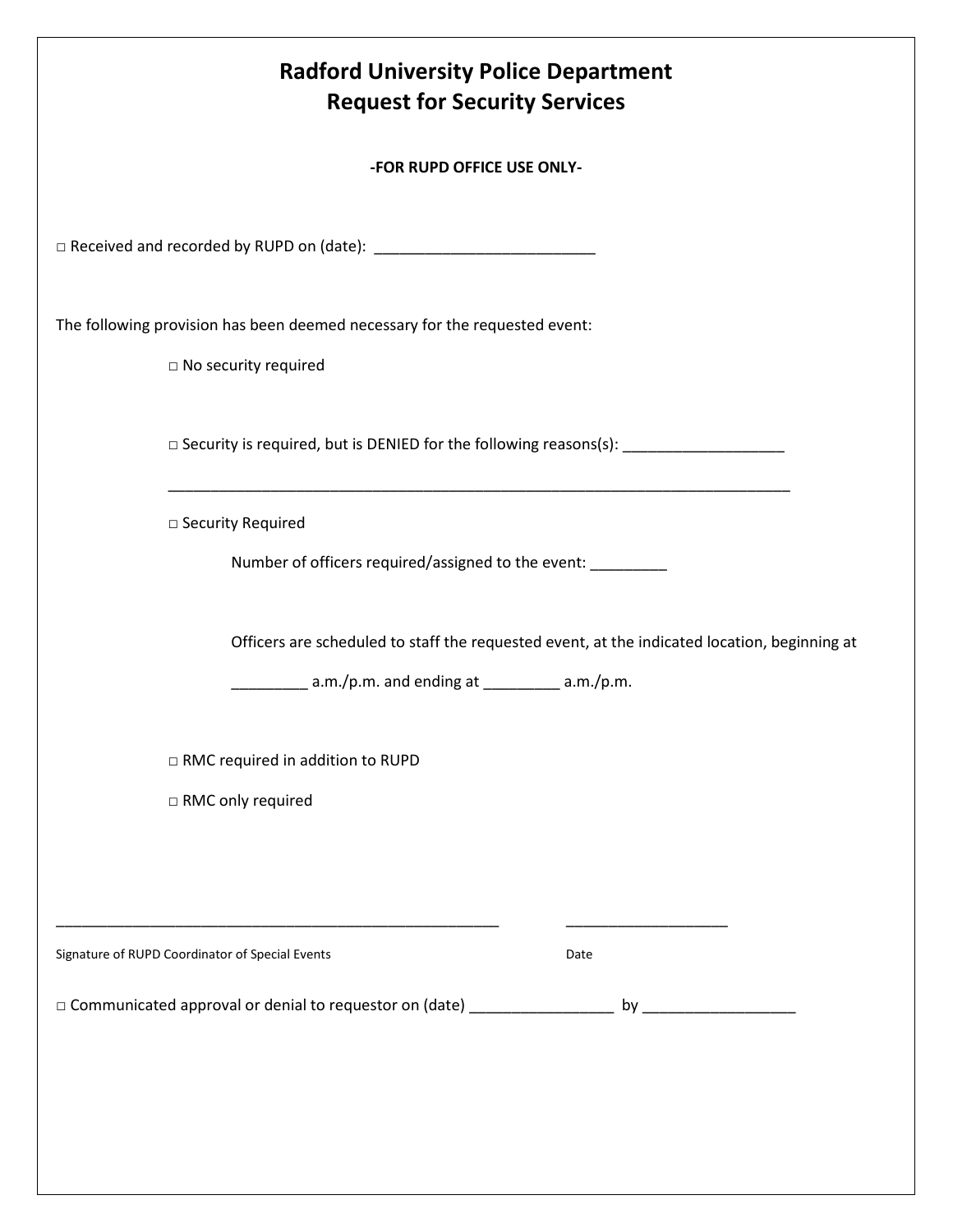# Radford University Police Department
# Request for Security Services

**-FOR RUPD OFFICE USE ONLY-**

□ Received and recorded by RUPD on (date): __________________________

The following provision has been deemed necessary for the requested event:

□ No security required

□ Security is required, but is DENIED for the following reasons(s): ___________________

_____________________________________________________________________________

□ Security Required

Number of officers required/assigned to the event: _________

Officers are scheduled to staff the requested event, at the indicated location, beginning at

_________ a.m./p.m. and ending at _________ a.m./p.m.

□ RMC required in addition to RUPD

□ RMC only required

______________________________________________________ ___________________

Signature of RUPD Coordinator of Special Events Date

□ Communicated approval or denial to requestor on (date) _________________ by __________________